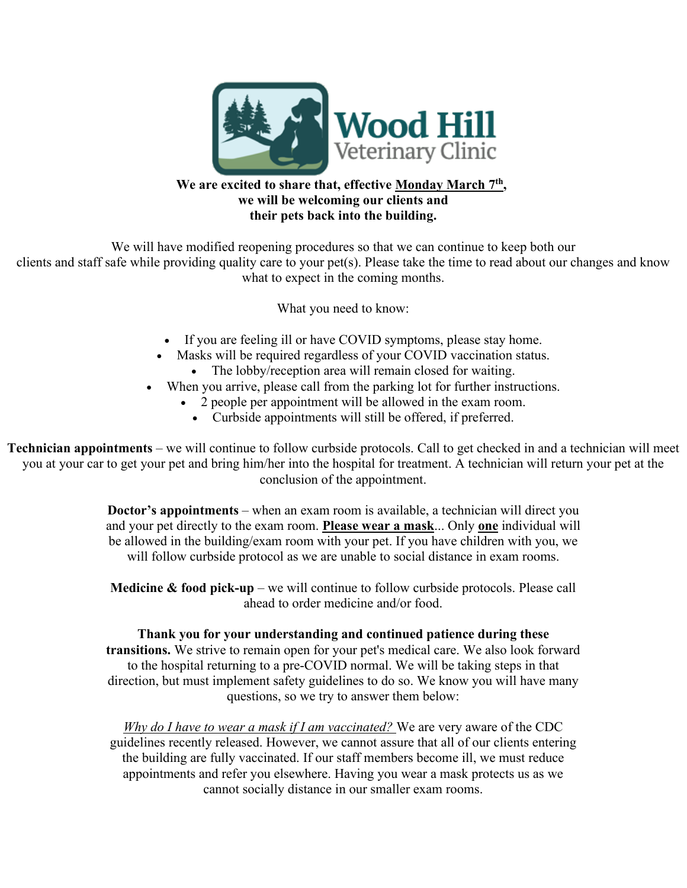Wood Hill Veterinary Clinic

**We are excited to share that, effective Monday March 7th, we will be welcoming our clients and their pets back into the building.**

We will have modified reopening procedures so that we can continue to keep both our clients and staff safe while providing quality care to your pet(s). Please take the time to read about our changes and know what to expect in the coming months.

What you need to know:

- If you are feeling ill or have COVID symptoms, please stay home.
- Masks will be required regardless of your COVID vaccination status.
- The lobby/reception area will remain closed for waiting.
- When you arrive, please call from the parking lot for further instructions.
- 2 people per appointment will be allowed in the exam room.
- Curbside appointments will still be offered, if preferred.

**Technician appointments** – we will continue to follow curbside protocols. Call to get checked in and a technician will meet you at your car to get your pet and bring him/her into the hospital for treatment. A technician will return your pet at the conclusion of the appointment.

**Doctor's appointments** – when an exam room is available, a technician will direct you and your pet directly to the exam room. **Please wear a mask**... Only **one** individual will be allowed in the building/exam room with your pet. If you have children with you, we will follow curbside protocol as we are unable to social distance in exam rooms.

**Medicine & food pick-up** – we will continue to follow curbside protocols. Please call ahead to order medicine and/or food.

**Thank you for your understanding and continued patience during these transitions.** We strive to remain open for your pet's medical care. We also look forward to the hospital returning to a pre-COVID normal. We will be taking steps in that direction, but must implement safety guidelines to do so. We know you will have many questions, so we try to answer them below:

*Why do I have to wear a mask if I am vaccinated?* We are very aware of the CDC guidelines recently released. However, we cannot assure that all of our clients entering the building are fully vaccinated. If our staff members become ill, we must reduce appointments and refer you elsewhere. Having you wear a mask protects us as we cannot socially distance in our smaller exam rooms.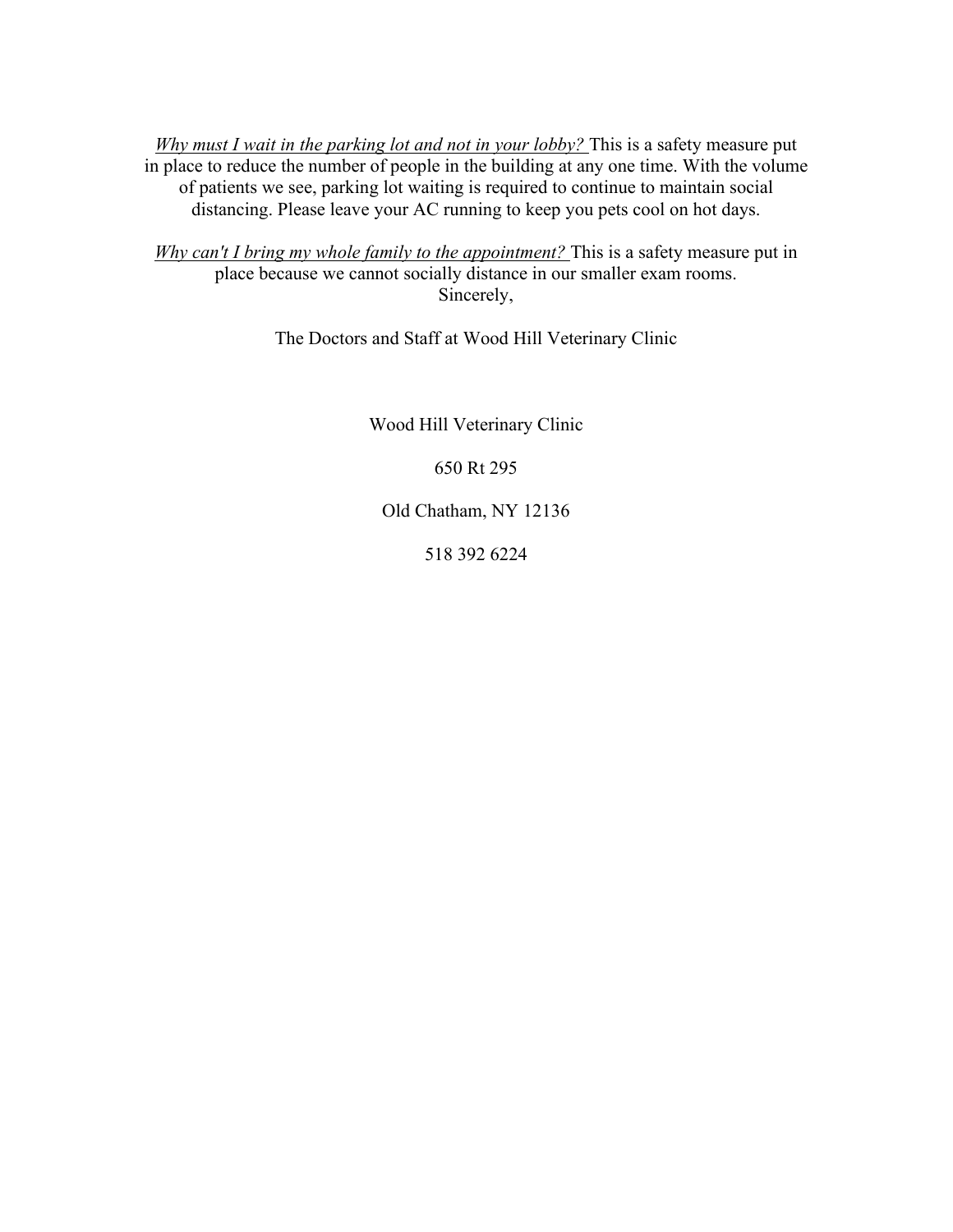*Why must I wait in the parking lot and not in your lobby?* This is a safety measure put in place to reduce the number of people in the building at any one time. With the volume of patients we see, parking lot waiting is required to continue to maintain social distancing. Please leave your AC running to keep you pets cool on hot days.

*Why can't I bring my whole family to the appointment?* This is a safety measure put in place because we cannot socially distance in our smaller exam rooms.

Sincerely,

The Doctors and Staff at Wood Hill Veterinary Clinic

Wood Hill Veterinary Clinic

650 Rt 295

Old Chatham, NY 12136

518 392 6224